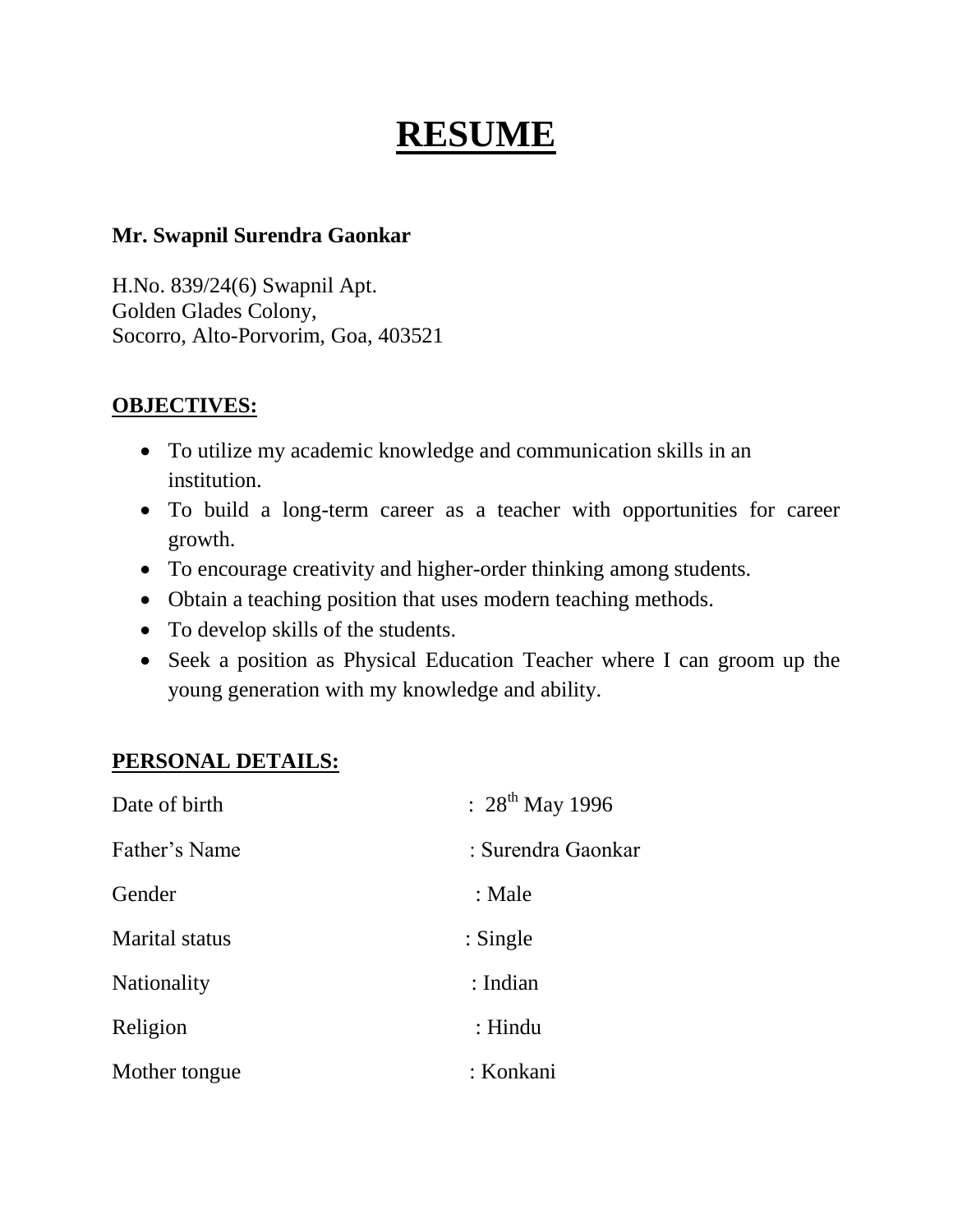# RESUME

**Mr. Swapnil Surendra Gaonkar**

H.No. 839/24(6) Swapnil Apt.
Golden Glades Colony,
Socorro, Alto-Porvorim, Goa, 403521

## OBJECTIVES:

- To utilize my academic knowledge and communication skills in an institution.
- To build a long-term career as a teacher with opportunities for career growth.
- To encourage creativity and higher-order thinking among students.
- Obtain a teaching position that uses modern teaching methods.
- To develop skills of the students.
- Seek a position as Physical Education Teacher where I can groom up the young generation with my knowledge and ability.

## PERSONAL DETAILS:

| | |
|---|---|
| Date of birth | : 28th May 1996 |
| Father's Name | : Surendra Gaonkar |
| Gender | : Male |
| Marital status | : Single |
| Nationality | : Indian |
| Religion | : Hindu |
| Mother tongue | : Konkani |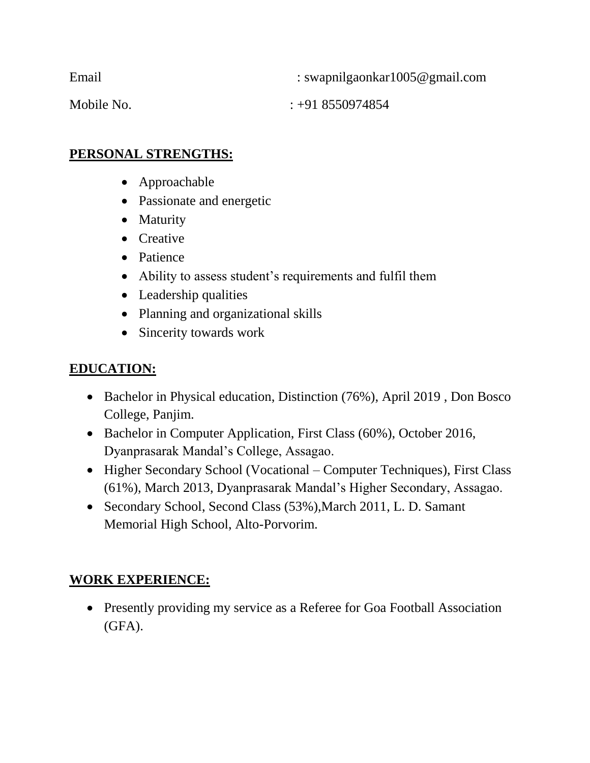Email : swapnilgaonkar1005@gmail.com

Mobile No. : +91 8550974854

## PERSONAL STRENGTHS:

- Approachable
- Passionate and energetic
- Maturity
- Creative
- Patience
- Ability to assess student's requirements and fulfil them
- Leadership qualities
- Planning and organizational skills
- Sincerity towards work

## EDUCATION:

- Bachelor in Physical education, Distinction (76%), April 2019 , Don Bosco College, Panjim.
- Bachelor in Computer Application, First Class (60%), October 2016, Dyanprasarak Mandal's College, Assagao.
- Higher Secondary School (Vocational – Computer Techniques), First Class (61%), March 2013, Dyanprasarak Mandal's Higher Secondary, Assagao.
- Secondary School, Second Class (53%),March 2011, L. D. Samant Memorial High School, Alto-Porvorim.

## WORK EXPERIENCE:

- Presently providing my service as a Referee for Goa Football Association (GFA).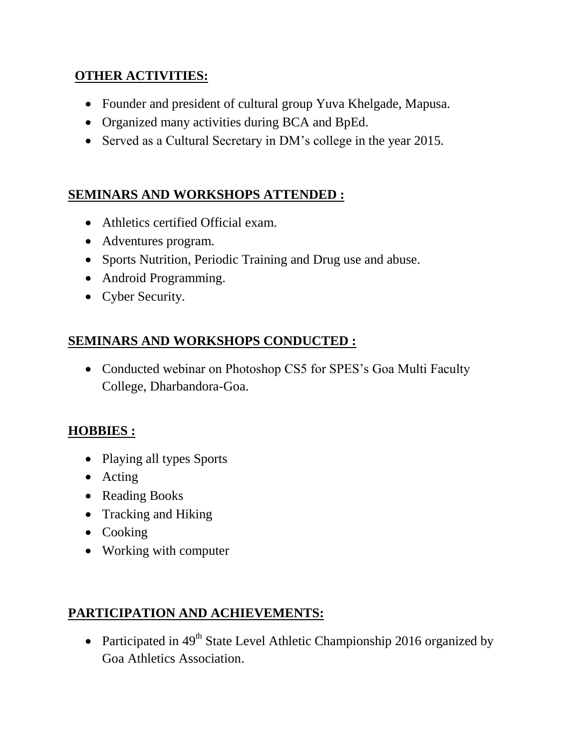## OTHER ACTIVITIES:

- Founder and president of cultural group Yuva Khelgade, Mapusa.
- Organized many activities during BCA and BpEd.
- Served as a Cultural Secretary in DM's college in the year 2015.

## SEMINARS AND WORKSHOPS ATTENDED :

- Athletics certified Official exam.
- Adventures program.
- Sports Nutrition, Periodic Training and Drug use and abuse.
- Android Programming.
- Cyber Security.

## SEMINARS AND WORKSHOPS CONDUCTED :

- Conducted webinar on Photoshop CS5 for SPES's Goa Multi Faculty College, Dharbandora-Goa.

## HOBBIES :

- Playing all types Sports
- Acting
- Reading Books
- Tracking and Hiking
- Cooking
- Working with computer

## PARTICIPATION AND ACHIEVEMENTS:

- Participated in 49th State Level Athletic Championship 2016 organized by Goa Athletics Association.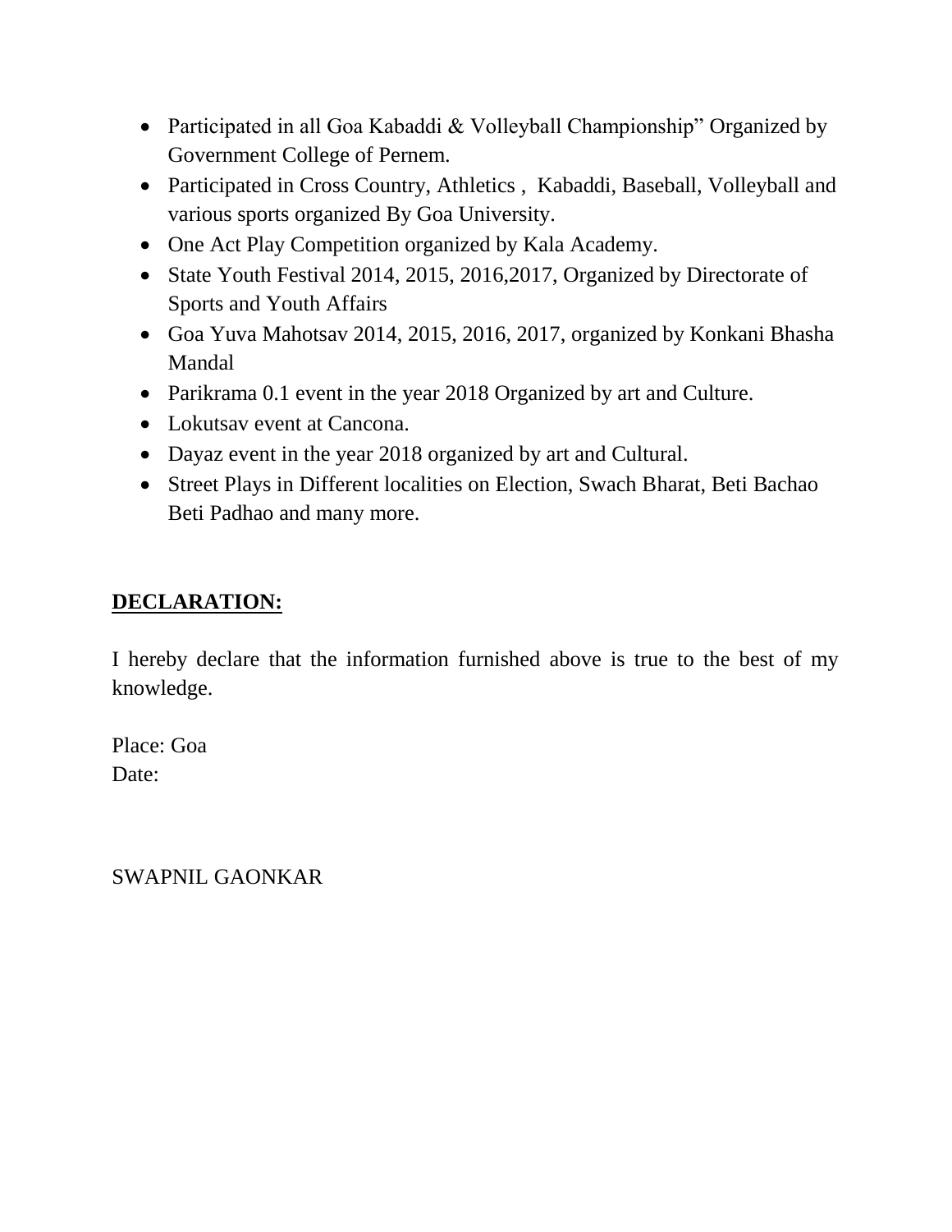- Participated in all Goa Kabaddi & Volleyball Championship" Organized by Government College of Pernem.
- Participated in Cross Country, Athletics , Kabaddi, Baseball, Volleyball and various sports organized By Goa University.
- One Act Play Competition organized by Kala Academy.
- State Youth Festival 2014, 2015, 2016,2017, Organized by Directorate of Sports and Youth Affairs
- Goa Yuva Mahotsav 2014, 2015, 2016, 2017, organized by Konkani Bhasha Mandal
- Parikrama 0.1 event in the year 2018 Organized by art and Culture.
- Lokutsav event at Cancona.
- Dayaz event in the year 2018 organized by art and Cultural.
- Street Plays in Different localities on Election, Swach Bharat, Beti Bachao Beti Padhao and many more.

**DECLARATION:**

I hereby declare that the information furnished above is true to the best of my knowledge.

Place: Goa
Date:

SWAPNIL GAONKAR